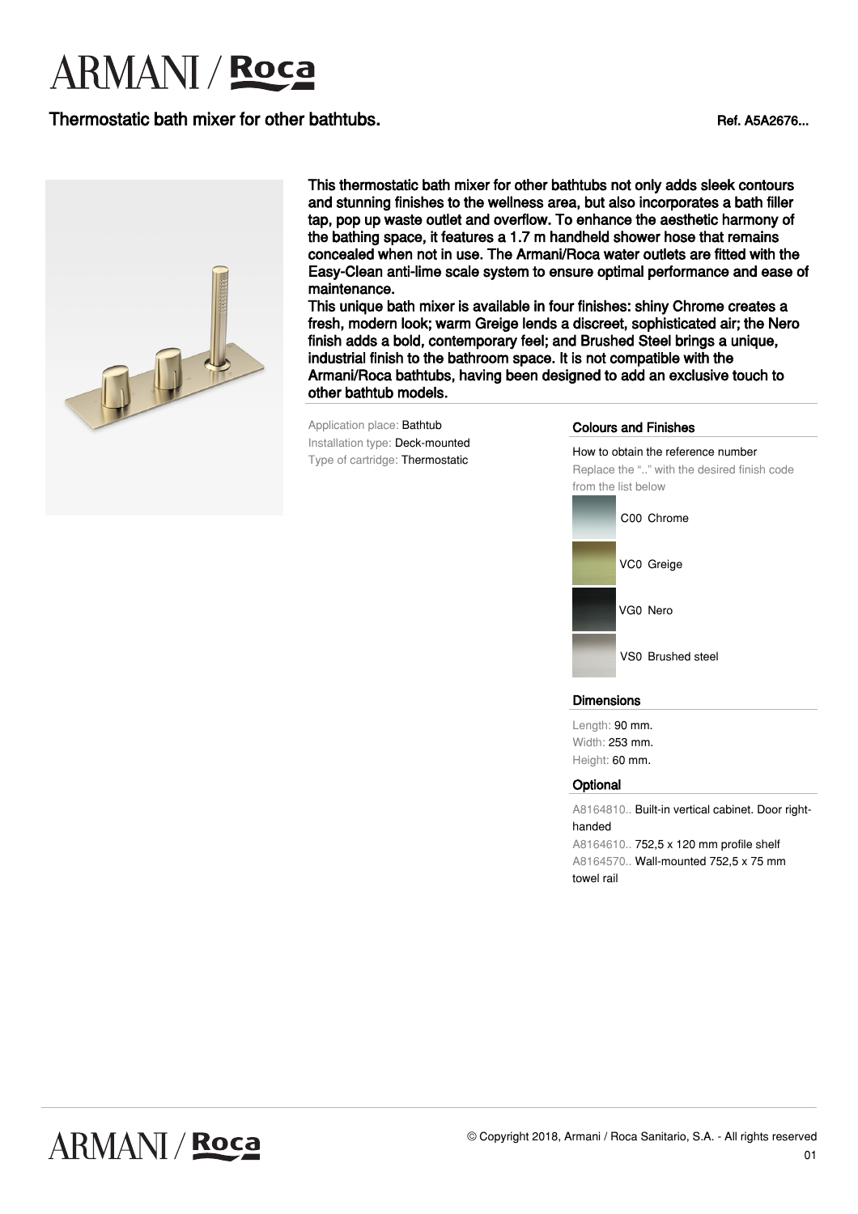# ARMANI / Roca

## Thermostatic bath mixer for other bathtubs.

Ref. A5A2676...

This thermostatic bath mixer for other bathtubs not only adds sleek contours and stunning finishes to the wellness area, but also incorporates a bath filler tap, pop up waste outlet and overflow. To enhance the aesthetic harmony of the bathing space, it features a 1.7 m handheld shower hose that remains concealed when not in use. The Armani/Roca water outlets are fitted with the Easy-Clean anti-lime scale system to ensure optimal performance and ease of maintenance.
This unique bath mixer is available in four finishes: shiny Chrome creates a fresh, modern look; warm Greige lends a discreet, sophisticated air; the Nero finish adds a bold, contemporary feel; and Brushed Steel brings a unique, industrial finish to the bathroom space. It is not compatible with the Armani/Roca bathtubs, having been designed to add an exclusive touch to other bathtub models.

Application place: Bathtub
Installation type: Deck-mounted
Type of cartridge: Thermostatic

### Colours and Finishes

How to obtain the reference number
Replace the ".." with the desired finish code from the list below

- C00 Chrome
- VC0 Greige
- VG0 Nero
- VS0 Brushed steel

### Dimensions

Length: 90 mm.
Width: 253 mm.
Height: 60 mm.

### Optional

A8164810.. Built-in vertical cabinet. Door right-handed
A8164610.. 752,5 x 120 mm profile shelf
A8164570.. Wall-mounted 752,5 x 75 mm towel rail

© Copyright 2018, Armani / Roca Sanitario, S.A. - All rights reserved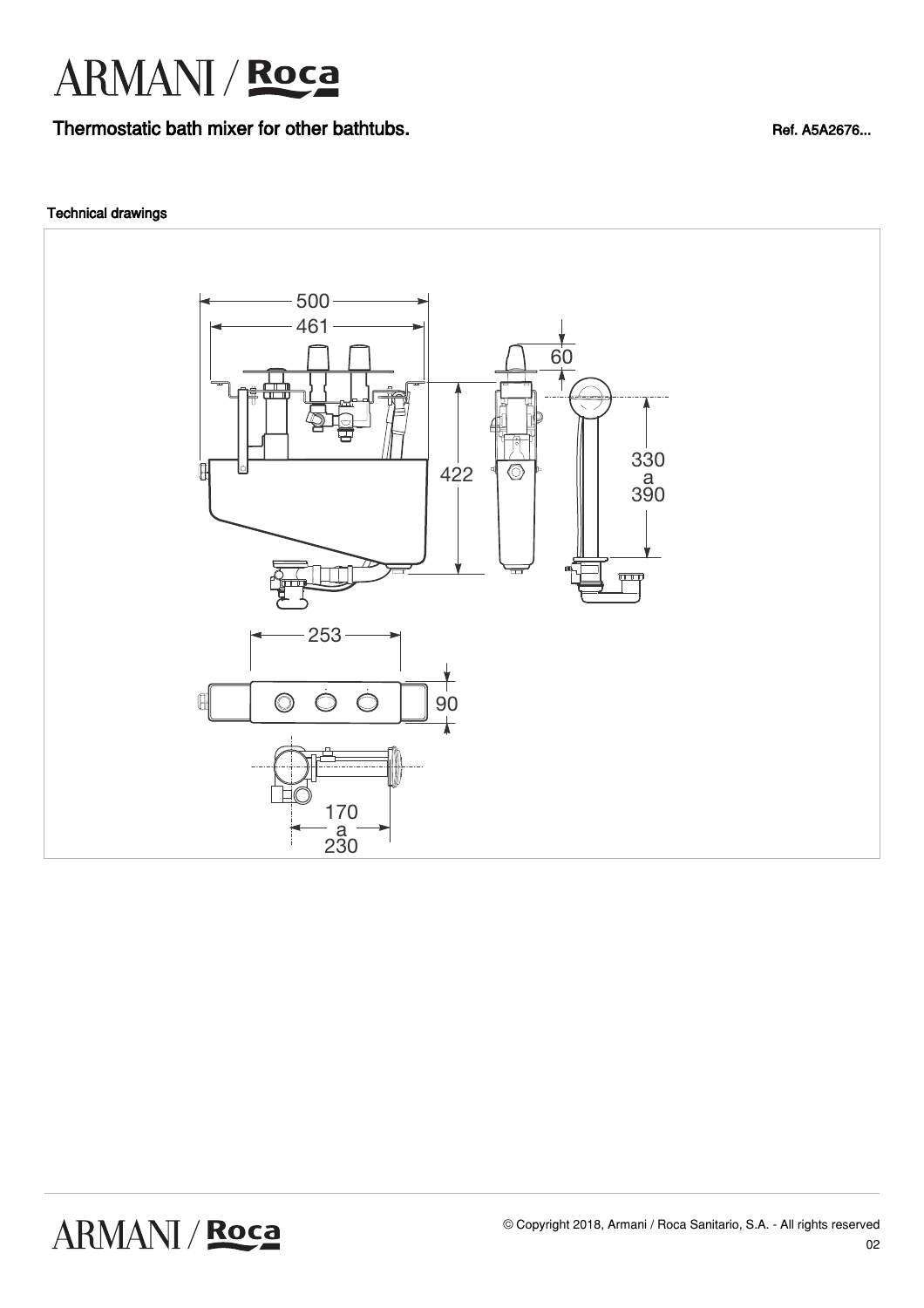# ARMANI / Roca

## Thermostatic bath mixer for other bathtubs.

Ref. A5A2676...

### Technical drawings

500
461
60
422
330
a
390
253
90
170
a
230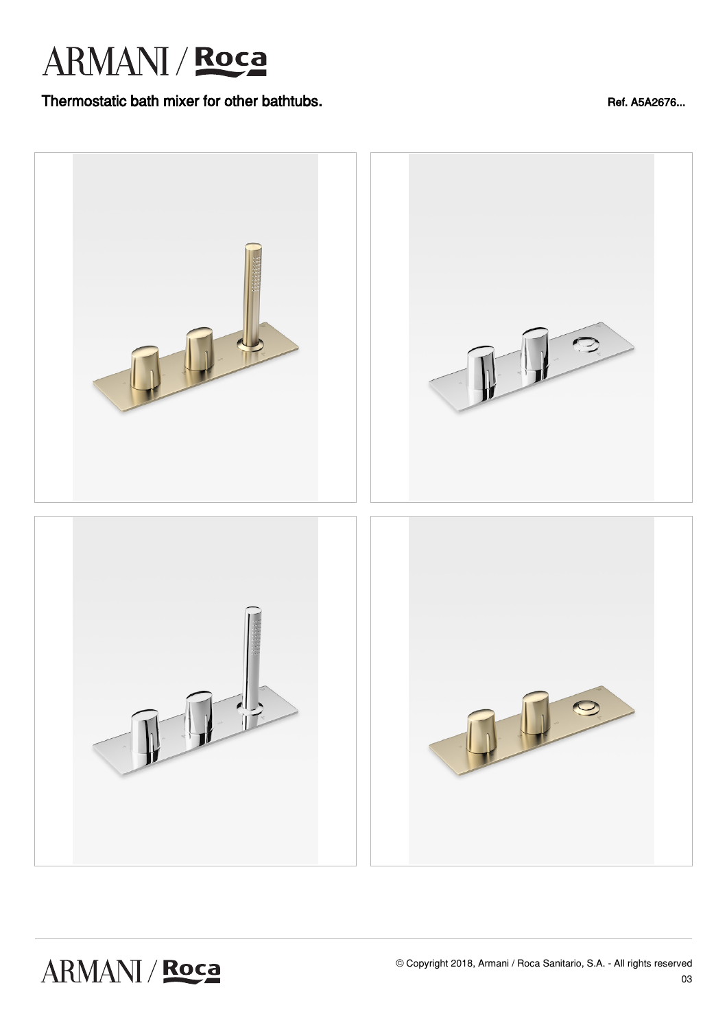# ARMANI / Roca

**Thermostatic bath mixer for other bathtubs.**

Ref. A5A2676...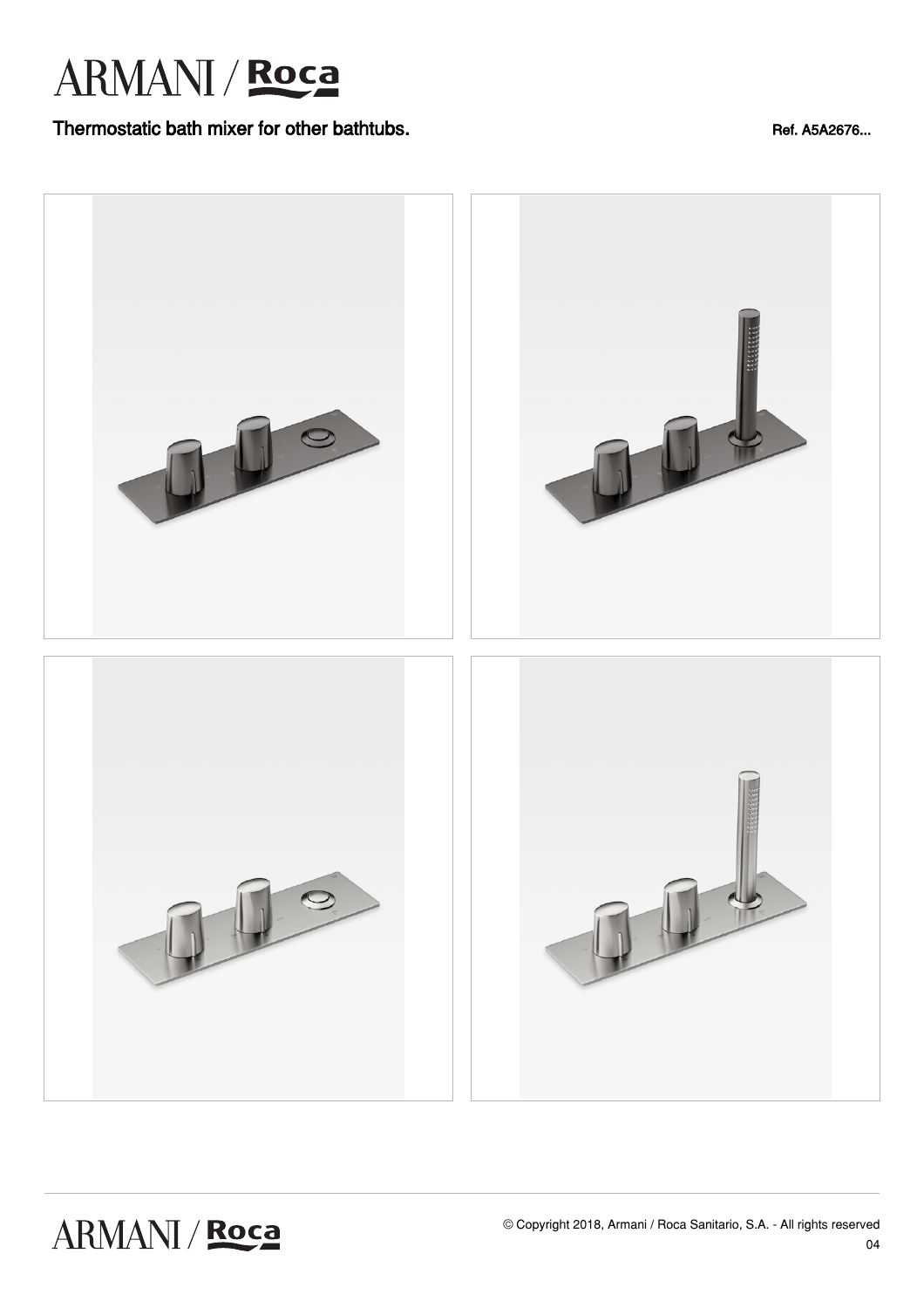# ARMANI / Roca

## Thermostatic bath mixer for other bathtubs.

Ref. A5A2676...

© Copyright 2018, Armani / Roca Sanitario, S.A. - All rights reserved